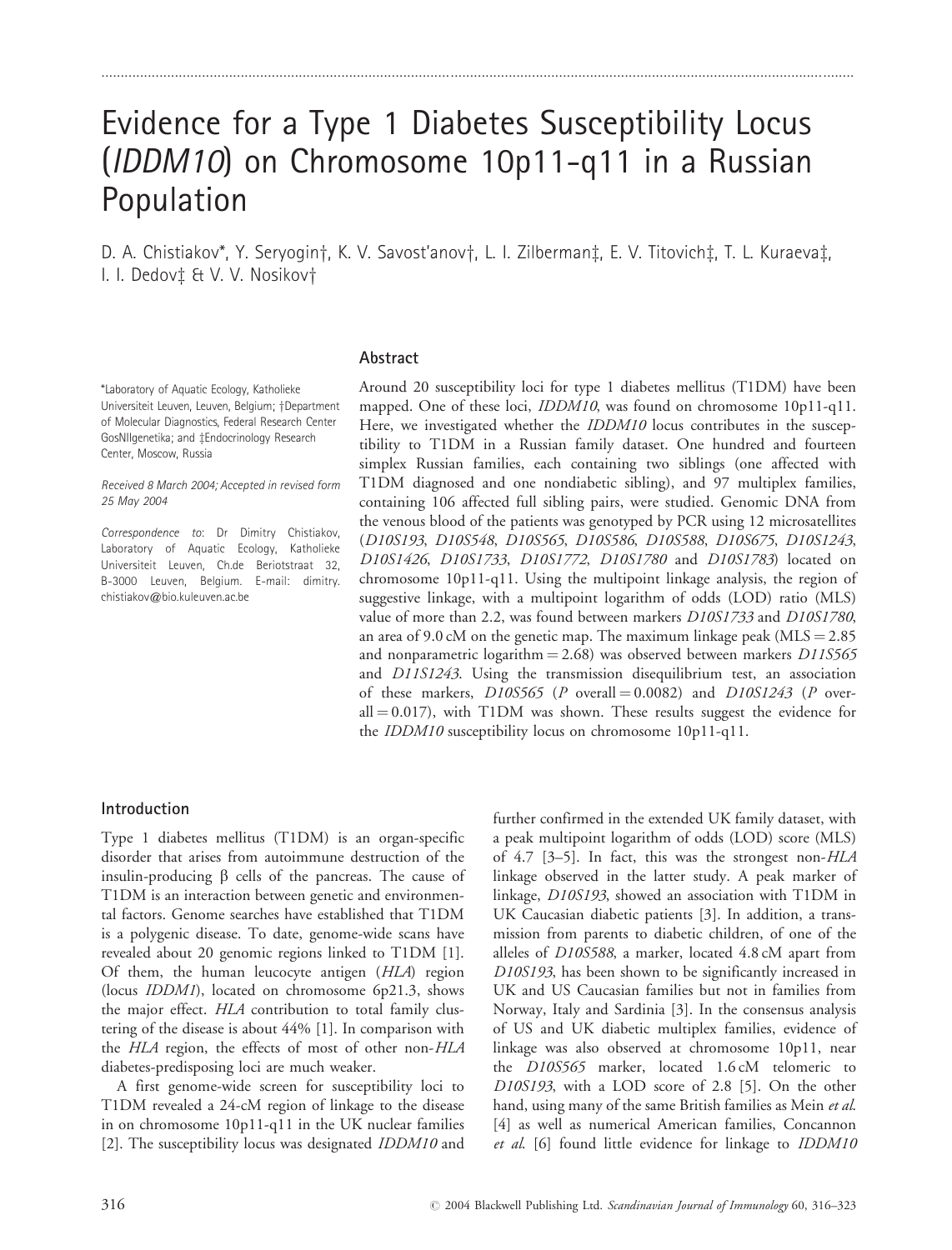# Evidence for a Type 1 Diabetes Susceptibility Locus (*IDDM10*) on Chromosome 10p11-q11 in a Russian Population

D. A. Chistiakov*, Y. Seryogin†, K. V. Savost'anov†, L. I. Zilberman‡, E. V. Titovich‡, T. L. Kuraeva‡, I. I. Dedov‡ & V. V. Nosikov†

*Laboratory of Aquatic Ecology, Katholieke Universiteit Leuven, Leuven, Belgium; †Department of Molecular Diagnostics, Federal Research Center GosNIIgenetika; and ‡Endocrinology Research Center, Moscow, Russia

*Received 8 March 2004; Accepted in revised form 25 May 2004*

*Correspondence to*: Dr Dimitry Chistiakov, Laboratory of Aquatic Ecology, Katholieke Universiteit Leuven, Ch.de Beriotstraat 32, B-3000 Leuven, Belgium. E-mail: dimitry.chistiakov@bio.kuleuven.ac.be

## Abstract

Around 20 susceptibility loci for type 1 diabetes mellitus (T1DM) have been mapped. One of these loci, *IDDM10*, was found on chromosome 10p11-q11. Here, we investigated whether the *IDDM10* locus contributes in the susceptibility to T1DM in a Russian family dataset. One hundred and fourteen simplex Russian families, each containing two siblings (one affected with T1DM diagnosed and one nondiabetic sibling), and 97 multiplex families, containing 106 affected full sibling pairs, were studied. Genomic DNA from the venous blood of the patients was genotyped by PCR using 12 microsatellites (*D10S193*, *D10S548*, *D10S565*, *D10S586*, *D10S588*, *D10S675*, *D10S1243*, *D10S1426*, *D10S1733*, *D10S1772*, *D10S1780* and *D10S1783*) located on chromosome 10p11-q11. Using the multipoint linkage analysis, the region of suggestive linkage, with a multipoint logarithm of odds (LOD) ratio (MLS) value of more than 2.2, was found between markers *D10S1733* and *D10S1780*, an area of 9.0 cM on the genetic map. The maximum linkage peak (MLS = 2.85 and nonparametric logarithm = 2.68) was observed between markers *D11S565* and *D11S1243*. Using the transmission disequilibrium test, an association of these markers, *D10S565* (*P* overall = 0.0082) and *D10S1243* (*P* overall = 0.017), with T1DM was shown. These results suggest the evidence for the *IDDM10* susceptibility locus on chromosome 10p11-q11.

## Introduction

Type 1 diabetes mellitus (T1DM) is an organ-specific disorder that arises from autoimmune destruction of the insulin-producing β cells of the pancreas. The cause of T1DM is an interaction between genetic and environmental factors. Genome searches have established that T1DM is a polygenic disease. To date, genome-wide scans have revealed about 20 genomic regions linked to T1DM [1]. Of them, the human leucocyte antigen (*HLA*) region (locus *IDDM1*), located on chromosome 6p21.3, shows the major effect. *HLA* contribution to total family clustering of the disease is about 44% [1]. In comparison with the *HLA* region, the effects of most of other non-*HLA* diabetes-predisposing loci are much weaker.

A first genome-wide screen for susceptibility loci to T1DM revealed a 24-cM region of linkage to the disease in on chromosome 10p11-q11 in the UK nuclear families [2]. The susceptibility locus was designated *IDDM10* and further confirmed in the extended UK family dataset, with a peak multipoint logarithm of odds (LOD) score (MLS) of 4.7 [3–5]. In fact, this was the strongest non-*HLA* linkage observed in the latter study. A peak marker of linkage, *D10S193*, showed an association with T1DM in UK Caucasian diabetic patients [3]. In addition, a transmission from parents to diabetic children, of one of the alleles of *D10S588*, a marker, located 4.8 cM apart from *D10S193*, has been shown to be significantly increased in UK and US Caucasian families but not in families from Norway, Italy and Sardinia [3]. In the consensus analysis of US and UK diabetic multiplex families, evidence of linkage was also observed at chromosome 10p11, near the *D10S565* marker, located 1.6 cM telomeric to *D10S193*, with a LOD score of 2.8 [5]. On the other hand, using many of the same British families as Mein *et al.* [4] as well as numerical American families, Concannon *et al.* [6] found little evidence for linkage to *IDDM10*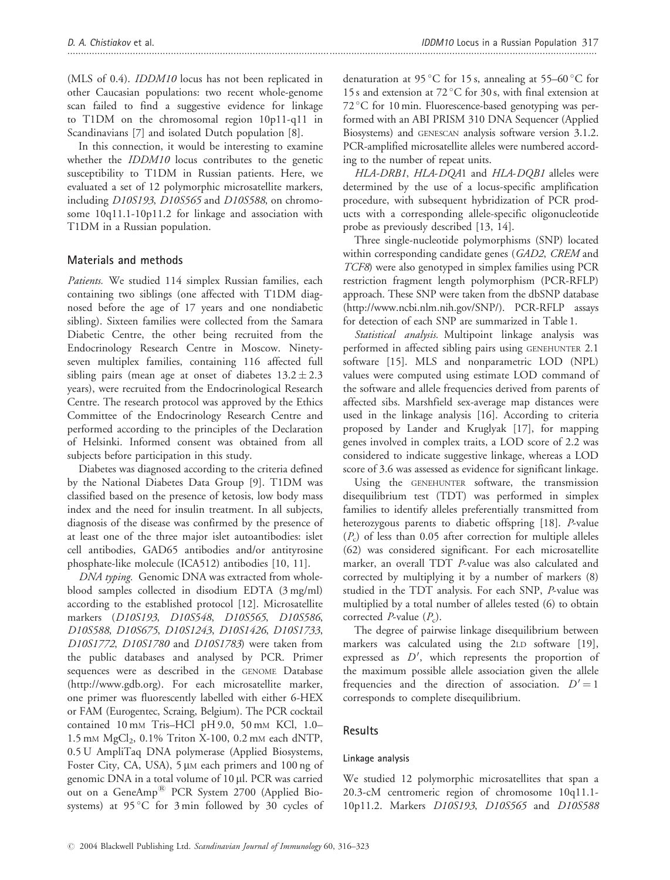(MLS of 0.4). *IDDM10* locus has not been replicated in other Caucasian populations: two recent whole-genome scan failed to find a suggestive evidence for linkage to T1DM on the chromosomal region 10p11-q11 in Scandinavians [7] and isolated Dutch population [8].

In this connection, it would be interesting to examine whether the *IDDM10* locus contributes to the genetic susceptibility to T1DM in Russian patients. Here, we evaluated a set of 12 polymorphic microsatellite markers, including *D10S193*, *D10S565* and *D10S588*, on chromosome 10q11.1-10p11.2 for linkage and association with T1DM in a Russian population.

## Materials and methods

*Patients.* We studied 114 simplex Russian families, each containing two siblings (one affected with T1DM diagnosed before the age of 17 years and one nondiabetic sibling). Sixteen families were collected from the Samara Diabetic Centre, the other being recruited from the Endocrinology Research Centre in Moscow. Ninety-seven multiplex families, containing 116 affected full sibling pairs (mean age at onset of diabetes $13.2 \pm 2.3$ years), were recruited from the Endocrinological Research Centre. The research protocol was approved by the Ethics Committee of the Endocrinology Research Centre and performed according to the principles of the Declaration of Helsinki. Informed consent was obtained from all subjects before participation in this study.

Diabetes was diagnosed according to the criteria defined by the National Diabetes Data Group [9]. T1DM was classified based on the presence of ketosis, low body mass index and the need for insulin treatment. In all subjects, diagnosis of the disease was confirmed by the presence of at least one of the three major islet autoantibodies: islet cell antibodies, GAD65 antibodies and/or antityrosine phosphate-like molecule (ICA512) antibodies [10, 11].

*DNA typing.* Genomic DNA was extracted from whole-blood samples collected in disodium EDTA (3 mg/ml) according to the established protocol [12]. Microsatellite markers (*D10S193*, *D10S548*, *D10S565*, *D10S586*, *D10S588*, *D10S675*, *D10S1243*, *D10S1426*, *D10S1733*, *D10S1772*, *D10S1780* and *D10S1783*) were taken from the public databases and analysed by PCR. Primer sequences were as described in the GENOME Database (http://www.gdb.org). For each microsatellite marker, one primer was fluorescently labelled with either 6-HEX or FAM (Eurogentec, Scraing, Belgium). The PCR cocktail contained 10 mM Tris–HCl pH 9.0, 50 mM KCl, 1.0–1.5 mM $MgCl_2$, 0.1% Triton X-100, 0.2 mM each dNTP, 0.5 U AmpliTaq DNA polymerase (Applied Biosystems, Foster City, CA, USA), 5 μM each primers and 100 ng of genomic DNA in a total volume of 10 μl. PCR was carried out on a GeneAmp® PCR System 2700 (Applied Biosystems) at 95 °C for 3 min followed by 30 cycles of denaturation at 95 °C for 15 s, annealing at 55–60 °C for 15 s and extension at 72 °C for 30 s, with final extension at 72 °C for 10 min. Fluorescence-based genotyping was performed with an ABI PRISM 310 DNA Sequencer (Applied Biosystems) and GENESCAN analysis software version 3.1.2. PCR-amplified microsatellite alleles were numbered according to the number of repeat units.

*HLA-DRB1*, *HLA-DQA1* and *HLA-DQB1* alleles were determined by the use of a locus-specific amplification procedure, with subsequent hybridization of PCR products with a corresponding allele-specific oligonucleotide probe as previously described [13, 14].

Three single-nucleotide polymorphisms (SNP) located within corresponding candidate genes (*GAD2*, *CREM* and *TCF8*) were also genotyped in simplex families using PCR restriction fragment length polymorphism (PCR-RFLP) approach. These SNP were taken from the dbSNP database (http://www.ncbi.nlm.nih.gov/SNP/). PCR-RFLP assays for detection of each SNP are summarized in Table 1.

*Statistical analysis.* Multipoint linkage analysis was performed in affected sibling pairs using GENEHUNTER 2.1 software [15]. MLS and nonparametric LOD (NPL) values were computed using estimate LOD command of the software and allele frequencies derived from parents of affected sibs. Marshfield sex-average map distances were used in the linkage analysis [16]. According to criteria proposed by Lander and Kruglyak [17], for mapping genes involved in complex traits, a LOD score of 2.2 was considered to indicate suggestive linkage, whereas a LOD score of 3.6 was assessed as evidence for significant linkage.

Using the GENEHUNTER software, the transmission disequilibrium test (TDT) was performed in simplex families to identify alleles preferentially transmitted from heterozygous parents to diabetic offspring [18]. *P*-value ($P_c$) of less than 0.05 after correction for multiple alleles (62) was considered significant. For each microsatellite marker, an overall TDT *P*-value was also calculated and corrected by multiplying it by a number of markers (8) studied in the TDT analysis. For each SNP, *P*-value was multiplied by a total number of alleles tested (6) to obtain corrected *P*-value ($P_c$).

The degree of pairwise linkage disequilibrium between markers was calculated using the 2LD software [19], expressed as $D'$, which represents the proportion of the maximum possible allele association given the allele frequencies and the direction of association. $D' = 1$ corresponds to complete disequilibrium.

## Results

### Linkage analysis

We studied 12 polymorphic microsatellites that span a 20.3-cM centromeric region of chromosome 10q11.1-10p11.2. Markers *D10S193*, *D10S565* and *D10S588*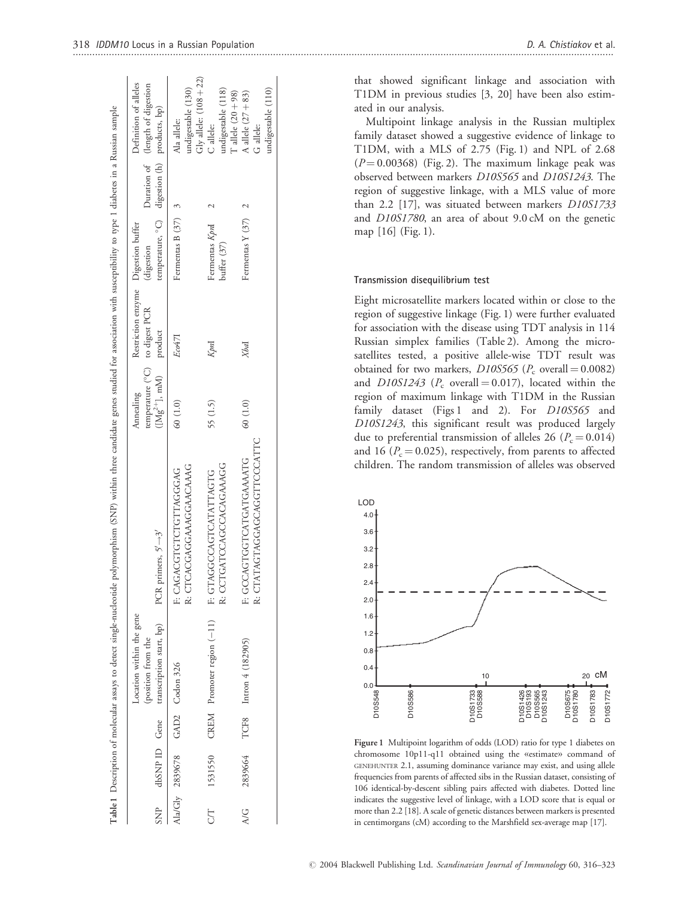**Table 1** Description of molecular assays to detect single-nucleotide polymorphism (SNP) within three candidate genes studied for association with susceptibility to type 1 diabetes in a Russian sample

| SNP | dbSNP ID | Gene | Location within the gene (position from the transcription start, bp) | PCR primers, 5′→3′ | Annealing temperature (°C) ([Mg$^{2+}$], mM) | Restriction enzyme to digest PCR product | Digestion buffer (digestion temperature, °C) | Duration of digestion (h) | Definition of alleles (length of digestion products, bp) |
|---|---|---|---|---|---|---|---|---|---|
| Ala/Gly | 2839678 | GAD2 | Codon 326 | F: CAGACGTGTCTGTTAGGGAG<br>R: CTCACGAGGAAAGGAACAAAG | 60 (1.0) | *Eco47*I | Fermentas B (37) | 3 | Ala allele: undigestable (130)<br>Gly allele: (108 + 22) |
| C/T | 1531550 | CREM | Promoter region (−11) | F: GTAGGCCAGTCATATTAGTG<br>R: CCTGATCCAGCCACAGAAAGG | 55 (1.5) | *Kpn*I | Fermentas *Kpn*I buffer (37) | 2 | C allele: undigestable (118)<br>T allele (20 + 98) |
| A/G | 2839664 | TCF8 | Intron 4 (182905) | F: GCCAGTGGTCATGATGAAATG<br>R: CTATAGTAGGAGCAGGTTCCCATTC | 60 (1.0) | *Xba*I | Fermentas Y (37) | 2 | A allele (27 + 83)<br>G allele: undigestable (110) |

that showed significant linkage and association with T1DM in previous studies [3, 20] have been also estimated in our analysis.

Multipoint linkage analysis in the Russian multiplex family dataset showed a suggestive evidence of linkage to T1DM, with a MLS of 2.75 (Fig. 1) and NPL of 2.68 ($P = 0.00368$) (Fig. 2). The maximum linkage peak was observed between markers *D10S565* and *D10S1243*. The region of suggestive linkage, with a MLS value of more than 2.2 [17], was situated between markers *D10S1733* and *D10S1780*, an area of about 9.0 cM on the genetic map [16] (Fig. 1).

### Transmission disequilibrium test

Eight microsatellite markers located within or close to the region of suggestive linkage (Fig. 1) were further evaluated for association with the disease using TDT analysis in 114 Russian simplex families (Table 2). Among the microsatellites tested, a positive allele-wise TDT result was obtained for two markers, *D10S565* ($P_c$ overall = 0.0082) and *D10S1243* ($P_c$ overall = 0.017), located within the region of maximum linkage with T1DM in the Russian family dataset (Figs 1 and 2). For *D10S565* and *D10S1243*, this significant result was produced largely due to preferential transmission of alleles 26 ($P_c = 0.014$) and 16 ($P_c = 0.025$), respectively, from parents to affected children. The random transmission of alleles was observed

**Figure 1** Multipoint logarithm of odds (LOD) ratio for type 1 diabetes on chromosome 10p11-q11 obtained using the «estimate» command of GENEHUNTER 2.1, assuming dominance variance may exist, and using allele frequencies from parents of affected sibs in the Russian dataset, consisting of 106 identical-by-descent sibling pairs affected with diabetes. Dotted line indicates the suggestive level of linkage, with a LOD score that is equal or more than 2.2 [18]. A scale of genetic distances between markers is presented in centimorgans (cM) according to the Marshfield sex-average map [17].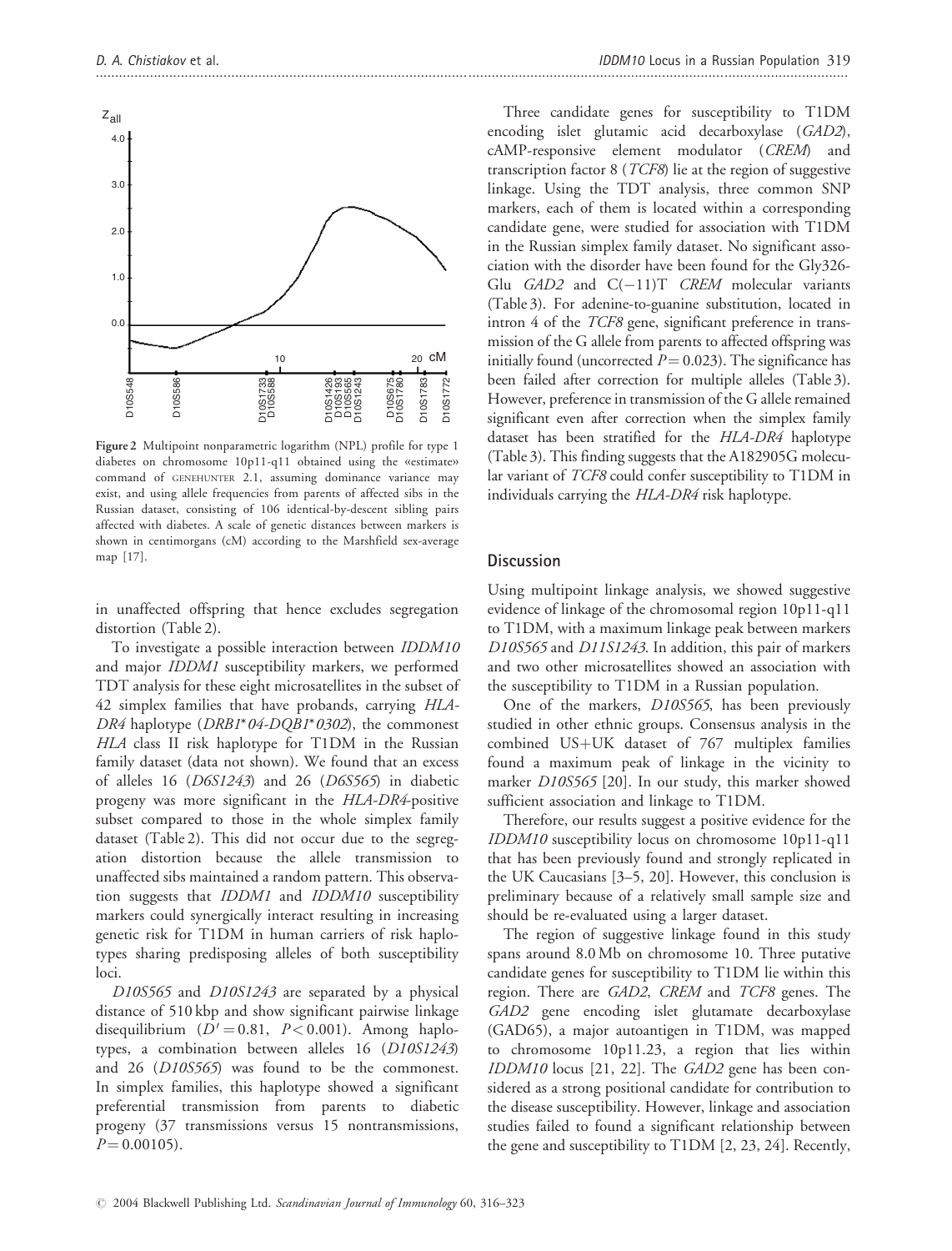Figure 2 Multipoint nonparametric logarithm (NPL) profile for type 1 diabetes on chromosome 10p11-q11 obtained using the «estimate» command of GENEHUNTER 2.1, assuming dominance variance may exist, and using allele frequencies from parents of affected sibs in the Russian dataset, consisting of 106 identical-by-descent sibling pairs affected with diabetes. A scale of genetic distances between markers is shown in centimorgans (cM) according to the Marshfield sex-average map [17].

in unaffected offspring that hence excludes segregation distortion (Table 2).

To investigate a possible interaction between *IDDM10* and major *IDDM1* susceptibility markers, we performed TDT analysis for these eight microsatellites in the subset of 42 simplex families that have probands, carrying *HLA-DR4* haplotype (*DRB1*\*04-*DQB1*\*0302*), the commonest *HLA* class II risk haplotype for T1DM in the Russian family dataset (data not shown). We found that an excess of alleles 16 (*D6S1243*) and 26 (*D6S565*) in diabetic progeny was more significant in the *HLA-DR4*-positive subset compared to those in the whole simplex family dataset (Table 2). This did not occur due to the segregation distortion because the allele transmission to unaffected sibs maintained a random pattern. This observation suggests that *IDDM1* and *IDDM10* susceptibility markers could synergically interact resulting in increasing genetic risk for T1DM in human carriers of risk haplotypes sharing predisposing alleles of both susceptibility loci.

*D10S565* and *D10S1243* are separated by a physical distance of 510 kbp and show significant pairwise linkage disequilibrium ($D' = 0.81$, $P < 0.001$). Among haplotypes, a combination between alleles 16 (*D10S1243*) and 26 (*D10S565*) was found to be the commonest. In simplex families, this haplotype showed a significant preferential transmission from parents to diabetic progeny (37 transmissions versus 15 nontransmissions, $P = 0.00105$).

Three candidate genes for susceptibility to T1DM encoding islet glutamic acid decarboxylase (*GAD2*), cAMP-responsive element modulator (*CREM*) and transcription factor 8 (*TCF8*) lie at the region of suggestive linkage. Using the TDT analysis, three common SNP markers, each of them is located within a corresponding candidate gene, were studied for association with T1DM in the Russian simplex family dataset. No significant association with the disorder have been found for the Gly326-Glu *GAD2* and C(−11)T *CREM* molecular variants (Table 3). For adenine-to-guanine substitution, located in intron 4 of the *TCF8* gene, significant preference in transmission of the G allele from parents to affected offspring was initially found (uncorrected $P = 0.023$). The significance has been failed after correction for multiple alleles (Table 3). However, preference in transmission of the G allele remained significant even after correction when the simplex family dataset has been stratified for the *HLA-DR4* haplotype (Table 3). This finding suggests that the A182905G molecular variant of *TCF8* could confer susceptibility to T1DM in individuals carrying the *HLA-DR4* risk haplotype.

## Discussion

Using multipoint linkage analysis, we showed suggestive evidence of linkage of the chromosomal region 10p11-q11 to T1DM, with a maximum linkage peak between markers *D10S565* and *D11S1243*. In addition, this pair of markers and two other microsatellites showed an association with the susceptibility to T1DM in a Russian population.

One of the markers, *D10S565*, has been previously studied in other ethnic groups. Consensus analysis in the combined US+UK dataset of 767 multiplex families found a maximum peak of linkage in the vicinity to marker *D10S565* [20]. In our study, this marker showed sufficient association and linkage to T1DM.

Therefore, our results suggest a positive evidence for the *IDDM10* susceptibility locus on chromosome 10p11-q11 that has been previously found and strongly replicated in the UK Caucasians [3–5, 20]. However, this conclusion is preliminary because of a relatively small sample size and should be re-evaluated using a larger dataset.

The region of suggestive linkage found in this study spans around 8.0 Mb on chromosome 10. Three putative candidate genes for susceptibility to T1DM lie within this region. There are *GAD2*, *CREM* and *TCF8* genes. The *GAD2* gene encoding islet glutamate decarboxylase (GAD65), a major autoantigen in T1DM, was mapped to chromosome 10p11.23, a region that lies within *IDDM10* locus [21, 22]. The *GAD2* gene has been considered as a strong positional candidate for contribution to the disease susceptibility. However, linkage and association studies failed to found a significant relationship between the gene and susceptibility to T1DM [2, 23, 24]. Recently,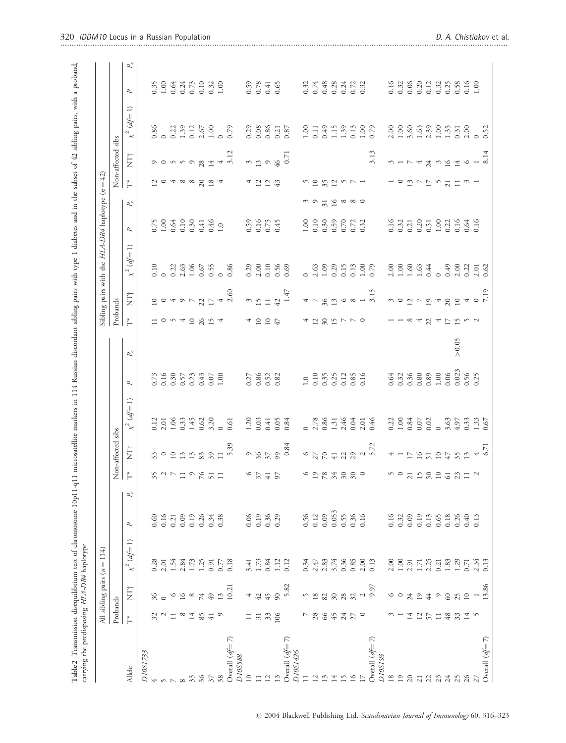**Table 2** Transmission disequilibrium test of chromosome 10p11-q11 microsatellite markers in 114 Russian discordant sibling pairs with type 1 diabetes and in the subset of 42 sibling pairs, with a proband, carrying the predisposing *HLA-DR4* haplotype

| | All sibling pairs ($n = 114$) | | | | | | | | | | Sibling pairs with the *HLA-DR4* haplotype ($n = 42$) | | | | | | | | | |
|---|---|---|---|---|---|---|---|---|---|---|---|---|---|---|---|---|---|---|---|---|
| | Probands | | | | | Non-affected sibs | | | | | Probands | | | | | Non-affected sibs | | | | |
| Allele | T* | NT† | $\chi^2$ ($df = 1$) | $P$ | $P_c$ | T* | NT† | $\chi^2$ ($df = 1$) | $P$ | $P_c$ | T* | NT† | $\chi^2$ ($df = 1$) | $P$ | $P_c$ | T* | NT† | $\chi^2$ ($df = 1$) | $P$ | $P_c$ |
| *D10S1733* | | | | | | | | | | | | | | | | | | | | |
| 4 | 32 | 36 | 0.28 | 0.60 | | 35 | 33 | 0.12 | 0.73 | | 11 | 10 | 0.10 | 0.75 | | 12 | 9 | 0.86 | 0.35 | |
| 5 | 2 | 0 | 2.01 | 0.16 | | 2 | 0 | 2.01 | 0.16 | | 0 | 0 | 0 | 1.00 | | 0 | 0 | 0 | 1.00 | |
| 7 | 11 | 6 | 1.54 | 0.21 | | 7 | 10 | 1.06 | 0.30 | | 5 | 4 | 0.22 | 0.64 | | 4 | 5 | 0.22 | 0.64 | |
| 8 | 8 | 16 | 2.84 | 0.09 | | 11 | 13 | 0.33 | 0.57 | | 4 | 9 | 2.63 | 0.10 | | 8 | 5 | 1.39 | 0.24 | |
| 35 | 14 | 8 | 1.73 | 0.19 | | 9 | 13 | 1.45 | 0.23 | | 10 | 7 | 1.06 | 0.30 | | 8 | 9 | 0.12 | 0.73 | |
| 36 | 85 | 74 | 1.25 | 0.26 | | 76 | 83 | 0.62 | 0.43 | | 26 | 22 | 0.67 | 0.41 | | 20 | 28 | 2.67 | 0.10 | |
| 37 | 41 | 49 | 0.91 | 0.34 | | 51 | 39 | 3.20 | 0.07 | | 15 | 17 | 0.55 | 0.46 | | 18 | 14 | 1.00 | 0.32 | |
| 38 | 9 | 13 | 0.77 | 0.38 | | 11 | 11 | 0 | 1.00 | | 4 | 4 | 0 | 1.0 | | 4 | 4 | 0 | 1.00 | |
| Overall ($df = 7$) | | 10.21 | 0.18 | | | | 5.39 | 0.61 | | | | 2.60 | 0.86 | | | | 3.12 | 0.79 | | |
| *D10S588* | | | | | | | | | | | | | | | | | | | | |
| 10 | 11 | 4 | 3.41 | 0.06 | | 6 | 9 | 1.20 | 0.27 | | 4 | 3 | 0.29 | 0.59 | | 4 | 3 | 0.29 | 0.59 | |
| 11 | 31 | 42 | 1.73 | 0.19 | | 37 | 36 | 0.03 | 0.86 | | 10 | 15 | 2.00 | 0.16 | | 12 | 13 | 0.08 | 0.78 | |
| 12 | 33 | 45 | 0.84 | 0.36 | | 41 | 37 | 0.41 | 0.52 | | 10 | 11 | 0.10 | 0.75 | | 12 | 9 | 0.86 | 0.41 | |
| 13 | 106 | 90 | 1.12 | 0.29 | | 97 | 99 | 0.05 | 0.82 | | 47 | 42 | 0.56 | 0.45 | | 43 | 46 | 0.21 | 0.65 | |
| Overall ($df = 7$) | | 5.82 | 0.12 | | | | 0.84 | 0.84 | | | | 1.47 | 0.69 | | | | 0.71 | 0.87 | | |
| *D10S1426* | | | | | | | | | | | | | | | | | | | | |
| 11 | 7 | 5 | 0.34 | 0.56 | | 6 | 6 | 0 | 1.0 | | 4 | 4 | 0 | 1.00 | 3 | 5 | | 1.00 | 0.32 | |
| 12 | 28 | 18 | 2.47 | 0.12 | | 19 | 27 | 2.78 | 0.10 | | 12 | 7 | 2.63 | 0.10 | 9 | 10 | | 0.11 | 0.74 | |
| 13 | 66 | 82 | 2.83 | 0.09 | | 78 | 70 | 0.86 | 0.35 | | 30 | 36 | 1.09 | 0.30 | 31 | 35 | | 0.49 | 0.48 | |
| 14 | 45 | 30 | 3.74 | 0.053 | | 34 | 41 | 1.31 | 0.25 | | 15 | 13 | 0.29 | 0.59 | 16 | 12 | | 1.15 | 0.28 | |
| 15 | 24 | 28 | 0.36 | 0.55 | | 30 | 22 | 2.46 | 0.12 | | 7 | 6 | 0.15 | 0.70 | 8 | 5 | | 1.39 | 0.24 | |
| 16 | 27 | 32 | 0.85 | 0.36 | | 30 | 29 | 0.04 | 0.85 | | 7 | 8 | 0.13 | 0.72 | 8 | 7 | | 0.13 | 0.72 | |
| 17 | 0 | 2 | 2.00 | 0.16 | | 0 | 2 | 2.01 | 0.16 | | 0 | 1 | 1.00 | 0.32 | 0 | 1 | | 1.00 | 0.32 | |
| Overall ($df = 7$) | | 9.97 | 0.13 | | | | 5.72 | 0.46 | | | | 3.15 | 0.79 | | | | 3.13 | 0.79 | | |
| *D10S193* | | | | | | | | | | | | | | | | | | | | |
| 18 | 3 | 6 | 2.00 | 0.16 | | 5 | 4 | 0.22 | 0.64 | | 1 | 3 | 2.00 | 0.16 | | 1 | 3 | 2.00 | 0.16 | |
| 19 | 1 | 0 | 1.00 | 0.32 | | 0 | 1 | 1.00 | 0.32 | | 1 | 0 | 1.00 | 0.32 | | 0 | 1 | 1.00 | 0.32 | |
| 20 | 14 | 24 | 2.91 | 0.09 | | 21 | 17 | 0.84 | 0.36 | | 8 | 12 | 1.60 | 0.21 | | 13 | 7 | 3.60 | 0.06 | |
| 21 | 12 | 19 | 1.71 | 0.19 | | 15 | 16 | 0.07 | 0.80 | | 4 | 7 | 1.63 | 0.20 | | 7 | 4 | 1.63 | 0.20 | |
| 22 | 57 | 44 | 2.25 | 0.13 | | 50 | 51 | 0.02 | 0.89 | | 22 | 19 | 0.44 | 0.51 | | 17 | 24 | 2.39 | 0.12 | |
| 23 | 11 | 9 | 0.21 | 0.65 | | 10 | 10 | 0 | 1.00 | | 4 | 4 | 0 | 1.00 | | 5 | 3 | 1.00 | 0.32 | |
| 24 | 48 | 60 | 1.83 | 0.18 | | 61 | 47 | 3.63 | 0.06 | | 17 | 20 | 0.49 | 0.22 | | 21 | 16 | 1.35 | 0.25 | |
| 25 | 33 | 25 | 1.29 | 0.26 | | 23 | 35 | 4.97 | 0.023 | >0.05 | 15 | 10 | 2.00 | 0.16 | | 11 | 14 | 0.31 | 0.58 | |
| 26 | 14 | 10 | 0.71 | 0.40 | | 11 | 13 | 0.33 | 0.56 | | 5 | 4 | 0.22 | 0.64 | | 3 | 6 | 2.00 | 0.16 | |
| 27 | 5 | 1 | 2.34 | 0.13 | | 2 | 4 | 1.33 | 0.25 | | 2 | 0 | 2.01 | 0.16 | | 1 | 1 | 0 | 1.00 | |
| Overall ($df = 7$) | | 13.86 | 0.13 | | | | 6.71 | 0.67 | | | | 7.19 | 0.62 | | | | 8.14 | 0.52 | | |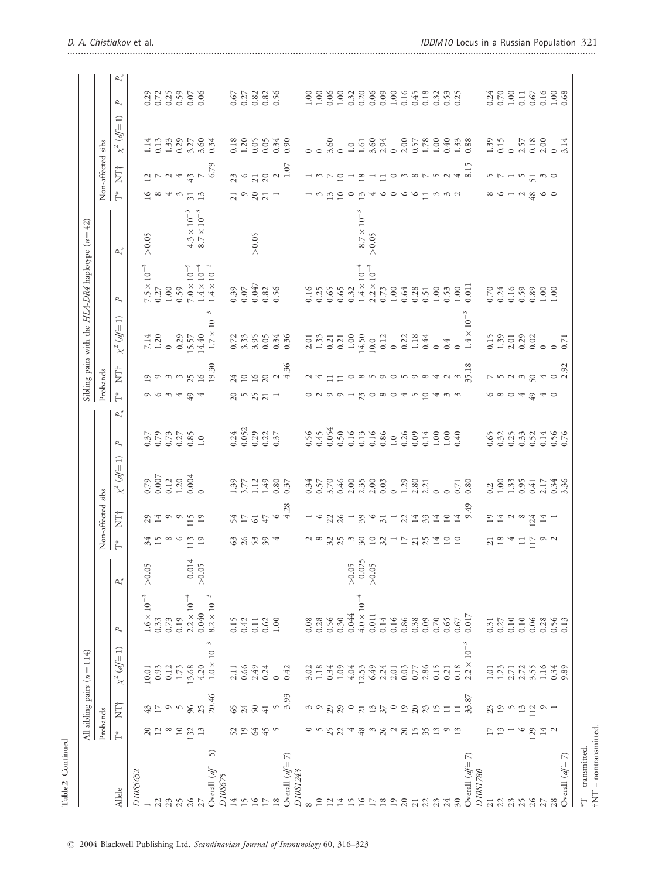**Table 2** Continued

| Allele | All sibling pairs (n = 114) | | | | | | | | | | Sibling pairs with the *HLA-DR4* haplotype (n = 42) | | | | | | | | | |
|---|---|---|---|---|---|---|---|---|---|---|---|---|---|---|---|---|---|---|---|---|
| | Probands | | | | | Non-affected sibs | | | | | Probands | | | | | Non-affected sibs | | | | |
| | T* | NT† | $\chi^2$ (df = 1) | P | $P_c$ | T* | NT† | $\chi^2$ (df = 1) | P | $P_c$ | T* | NT† | $\chi^2$ (df = 1) | P | $P_c$ | T* | NT† | $\chi^2$ (df = 1) | P | $P_c$ |
| *D10S5652* | | | | | | | | | | | | | | | | | | | | |
| 1 | 20 | 43 | 10.01 | $1.6 \times 10^{-3}$ | >0.05 | 34 | 29 | 0.79 | 0.37 | | 9 | 19 | 7.14 | $7.5 \times 10^{-3}$ | >0.05 | 16 | 12 | 1.14 | 0.29 | |
| 22 | 12 | 17 | 0.93 | 0.33 | | 15 | 14 | 0.007 | 0.79 | | 6 | 9 | 1.20 | 0.27 | | 8 | 7 | 0.13 | 0.72 | |
| 23 | 8 | 9 | 0.12 | 0.73 | | 8 | 9 | 0.12 | 0.73 | | 3 | 3 | 0 | 1.00 | | 4 | 2 | 1.33 | 0.25 | |
| 25 | 10 | 5 | 1.73 | 0.19 | | 6 | 9 | 1.20 | 0.27 | | 4 | 3 | 0.29 | 0.59 | | 3 | 4 | 0.29 | 0.59 | |
| 26 | 132 | 96 | 13.68 | $2.2 \times 10^{-4}$ | 0.014 | 113 | 115 | 0.004 | 0.85 | | 49 | 25 | 15.57 | $7.0 \times 10^{-5}$ | $4.3 \times 10^{-3}$ | 31 | 43 | 3.27 | 0.07 | |
| 27 | 13 | 25 | 4.20 | 0.040 | >0.05 | 19 | 19 | 0 | 1.0 | | 4 | 16 | 14.40 | $1.4 \times 10^{-4}$ | $8.7 \times 10^{-3}$ | 13 | 7 | 3.60 | 0.06 | |
| Overall (df = 5) | | 20.46 | $1.0 \times 10^{-3}$ | $8.2 \times 10^{-3}$ | | | | | | | | 19.30 | $1.7 \times 10^{-3}$ | $1.4 \times 10^{-2}$ | | | 6.79 | 0.34 | | |
| *D10S675* | | | | | | | | | | | | | | | | | | | | |
| 14 | 52 | 65 | 2.11 | 0.15 | | 63 | 54 | 1.39 | 0.24 | | 20 | 24 | 0.72 | 0.39 | | 21 | 23 | 0.18 | 0.67 | |
| 15 | 19 | 24 | 0.66 | 0.42 | | 26 | 17 | 3.77 | 0.052 | | 5 | 10 | 3.33 | 0.07 | | 9 | 6 | 1.20 | 0.27 | |
| 16 | 64 | 50 | 2.49 | 0.11 | | 53 | 61 | 1.12 | 0.29 | | 25 | 16 | 3.95 | 0.047 | >0.05 | 20 | 21 | 0.05 | 0.82 | |
| 17 | 45 | 41 | 0.24 | 0.62 | | 39 | 47 | 1.49 | 0.22 | | 21 | 20 | 0.05 | 0.82 | | 21 | 20 | 0.05 | 0.82 | |
| 18 | 5 | 5 | 0 | 1.00 | | 4 | 6 | 0.80 | 0.37 | | 1 | 2 | 0.34 | 0.56 | | 1 | 2 | 0.34 | 0.56 | |
| Overall (df = 7) | | 3.93 | 0.42 | | | | 4.28 | 0.37 | | | | 4.36 | 0.36 | | | | 1.07 | 0.90 | | |
| *D10S1243* | | | | | | | | | | | | | | | | | | | | |
| 8 | 0 | 3 | 3.02 | 0.08 | | 2 | 1 | 0.34 | 0.56 | | 0 | 2 | 2.01 | 0.16 | | 1 | 1 | 0 | 1.00 | |
| 10 | 5 | 9 | 1.18 | 0.28 | | 8 | 6 | 0.57 | 0.45 | | 2 | 4 | 1.33 | 0.25 | | 3 | 3 | 0 | 1.00 | |
| 12 | 25 | 29 | 0.34 | 0.56 | | 32 | 22 | 3.70 | 0.054 | | 9 | 11 | 0.21 | 0.65 | | 13 | 7 | 3.60 | 0.06 | |
| 14 | 22 | 29 | 1.09 | 0.30 | | 25 | 26 | 0.46 | 0.50 | | 9 | 11 | 0.21 | 0.65 | | 10 | 10 | 0 | 1.00 | |
| 15 | 4 | 0 | 4.04 | 0.044 | >0.05 | 3 | 1 | 2.00 | 0.16 | | 1 | 0 | 1.00 | 0.32 | | 0 | 1 | 1.0 | 0.32 | |
| 16 | 48 | 21 | 12.53 | $4.0 \times 10^{-4}$ | 0.025 | 30 | 39 | 2.35 | 0.13 | | 23 | 8 | 14.50 | $1.4 \times 10^{-4}$ | $8.7 \times 10^{-3}$ | 13 | 18 | 1.61 | 0.20 | |
| 17 | 3 | 13 | 6.49 | 0.011 | >0.05 | 10 | 6 | 2.00 | 0.16 | | 0 | 5 | 10.0 | $2.2 \times 10^{-3}$ | >0.05 | 4 | 1 | 3.60 | 0.06 | |
| 18 | 26 | 37 | 2.24 | 0.14 | | 32 | 31 | 0.03 | 0.86 | | 8 | 9 | 0.12 | 0.73 | | 6 | 11 | 2.94 | 0.09 | |
| 19 | 2 | 0 | 2.01 | 0.16 | | 1 | 1 | 0 | 1.0 | | 0 | 0 | 0 | 1.00 | | 0 | 0 | 0 | 1.00 | |
| 20 | 20 | 19 | 0.03 | 0.86 | | 17 | 22 | 1.29 | 0.26 | | 4 | 5 | 0.22 | 0.64 | | 6 | 3 | 2.00 | 0.16 | |
| 21 | 15 | 20 | 0.77 | 0.38 | | 21 | 14 | 2.80 | 0.09 | | 5 | 9 | 1.18 | 0.28 | | 6 | 8 | 0.57 | 0.45 | |
| 22 | 35 | 23 | 2.86 | 0.09 | | 25 | 33 | 2.21 | 0.14 | | 10 | 8 | 0.44 | 0.51 | | 11 | 7 | 1.78 | 0.18 | |
| 23 | 13 | 15 | 0.15 | 0.70 | | 14 | 14 | 0 | 1.00 | | 4 | 4 | 0 | 1.00 | | 3 | 5 | 1.00 | 0.32 | |
| 24 | 9 | 11 | 0.21 | 0.65 | | 10 | 10 | 0 | 1.00 | | 3 | 2 | 0.4 | 0.53 | | 3 | 2 | 0.40 | 0.53 | |
| 30 | 13 | 11 | 0.18 | 0.67 | | 10 | 14 | 0.71 | 0.40 | | 3 | 3 | 0 | 1.00 | | 2 | 4 | 1.33 | 0.25 | |
| Overall (df = 7) | | 33.87 | $2.2 \times 10^{-3}$ | 0.017 | | | 9.49 | 0.80 | | | | 35.18 | $1.4 \times 10^{-3}$ | 0.011 | | | 8.15 | 0.88 | | |
| *D10S1780* | | | | | | | | | | | | | | | | | | | | |
| 21 | 17 | 23 | 1.01 | 0.31 | | 21 | 19 | 0.2 | 0.65 | | 6 | 7 | 0.15 | 0.70 | | 8 | 5 | 1.39 | 0.24 | |
| 22 | 13 | 19 | 1.23 | 0.27 | | 18 | 14 | 1.00 | 0.32 | | 8 | 5 | 1.39 | 0.24 | | 6 | 7 | 0.15 | 0.70 | |
| 23 | 1 | 5 | 2.71 | 0.10 | | 4 | 2 | 1.33 | 0.25 | | 0 | 2 | 2.01 | 0.16 | | 1 | 1 | 0 | 1.00 | |
| 25 | 6 | 13 | 2.72 | 0.10 | | 11 | 8 | 0.95 | 0.33 | | 4 | 3 | 0.29 | 0.59 | | 2 | 5 | 2.57 | 0.11 | |
| 26 | 129 | 112 | 3.55 | 0.06 | | 117 | 124 | 0.41 | 0.52 | | 49 | 50 | 0.02 | 0.89 | | 48 | 51 | 0.18 | 0.67 | |
| 27 | 14 | 9 | 1.16 | 0.28 | | 9 | 14 | 2.17 | 0.14 | | 4 | 4 | 0 | 1.00 | | 6 | 3 | 2.00 | 0.16 | |
| 28 | 2 | 1 | 0.34 | 0.56 | | 2 | 1 | 0.34 | 0.56 | | 0 | 0 | 0 | 1.00 | | 0 | 0 | 0 | 1.00 | |
| Overall (df = 7) | | | 9.89 | 0.13 | | | | 3.36 | 0.76 | | | 2.92 | 0.71 | | | | | 3.14 | 0.68 | |

*T – transmitted.
†NT – nontransmitted.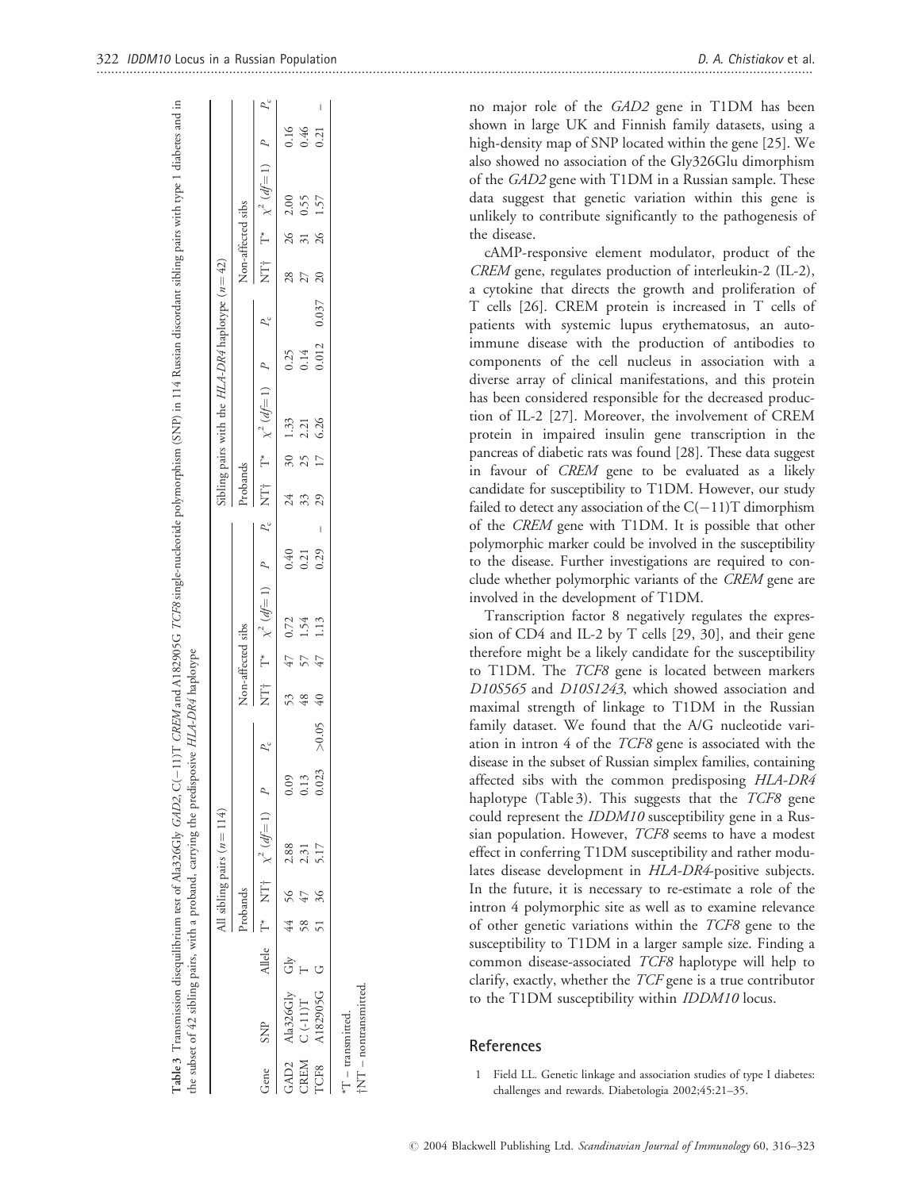**Table 3** Transmission disequilibrium test of Ala326Gly *GAD2*, C(−11)T *CREM* and A182905G *TCF8* single-nucleotide polymorphism (SNP) in 114 Russian discordant sibling pairs with type 1 diabetes and in the subset of 42 sibling pairs, with a proband, carrying the predisposive *HLA-DR4* haplotype

| | | | All sibling pairs ($n = 114$) | | | | | | | | | | Sibling pairs with the *HLA-DR4* haplotype ($n = 42$) | | | | | | | | | |
|---|---|---|---|---|---|---|---|---|---|---|---|---|---|---|---|---|---|---|---|---|---|---|
| | | | Probands | | | | | Non-affected sibs | | | | | Probands | | | | | Non-affected sibs | | | | |
| Gene | SNP | Allele | T* | NT† | $\chi^2$ ($df = 1$) | $P$ | $P_c$ | NT† | T* | $\chi^2$ ($df = 1$) | $P$ | $P_c$ | NT† | T* | $\chi^2$ ($df = 1$) | $P$ | $P_c$ | NT† | T* | $\chi^2$ ($df = 1$) | $P$ | $P_c$ |
| GAD2 | Ala326Gly | Gly | 44 | 56 | 2.88 | 0.09 | | 53 | 47 | 0.72 | 0.40 | | 24 | 30 | 1.33 | 0.25 | | 28 | 26 | 2.00 | 0.16 | |
| CREM | C (-11)T | T | 58 | 47 | 2.31 | 0.13 | | 48 | 57 | 1.54 | 0.21 | | 33 | 25 | 2.21 | 0.14 | | 27 | 31 | 0.55 | 0.46 | |
| TCF8 | A182905G | G | 51 | 36 | 5.17 | 0.023 | >0.05 | 40 | 47 | 1.13 | 0.29 | – | 29 | 17 | 6.26 | 0.012 | 0.037 | 20 | 26 | 1.57 | 0.21 | – |

*T – transmitted.
†NT – nontransmitted.

no major role of the *GAD2* gene in T1DM has been shown in large UK and Finnish family datasets, using a high-density map of SNP located within the gene [25]. We also showed no association of the Gly326Glu dimorphism of the *GAD2* gene with T1DM in a Russian sample. These data suggest that genetic variation within this gene is unlikely to contribute significantly to the pathogenesis of the disease.

cAMP-responsive element modulator, product of the *CREM* gene, regulates production of interleukin-2 (IL-2), a cytokine that directs the growth and proliferation of T cells [26]. CREM protein is increased in T cells of patients with systemic lupus erythematosus, an autoimmune disease with the production of antibodies to components of the cell nucleus in association with a diverse array of clinical manifestations, and this protein has been considered responsible for the decreased production of IL-2 [27]. Moreover, the involvement of CREM protein in impaired insulin gene transcription in the pancreas of diabetic rats was found [28]. These data suggest in favour of *CREM* gene to be evaluated as a likely candidate for susceptibility to T1DM. However, our study failed to detect any association of the C(−11)T dimorphism of the *CREM* gene with T1DM. It is possible that other polymorphic marker could be involved in the susceptibility to the disease. Further investigations are required to conclude whether polymorphic variants of the *CREM* gene are involved in the development of T1DM.

Transcription factor 8 negatively regulates the expression of CD4 and IL-2 by T cells [29, 30], and their gene therefore might be a likely candidate for the susceptibility to T1DM. The *TCF8* gene is located between markers *D10S565* and *D10S1243*, which showed association and maximal strength of linkage to T1DM in the Russian family dataset. We found that the A/G nucleotide variation in intron 4 of the *TCF8* gene is associated with the disease in the subset of Russian simplex families, containing affected sibs with the common predisposing *HLA-DR4* haplotype (Table 3). This suggests that the *TCF8* gene could represent the *IDDM10* susceptibility gene in a Russian population. However, *TCF8* seems to have a modest effect in conferring T1DM susceptibility and rather modulates disease development in *HLA-DR4*-positive subjects. In the future, it is necessary to re-estimate a role of the intron 4 polymorphic site as well as to examine relevance of other genetic variations within the *TCF8* gene to the susceptibility to T1DM in a larger sample size. Finding a common disease-associated *TCF8* haplotype will help to clarify, exactly, whether the *TCF* gene is a true contributor to the T1DM susceptibility within *IDDM10* locus.

## References

1 Field LL. Genetic linkage and association studies of type I diabetes: challenges and rewards. Diabetologia 2002;45:21–35.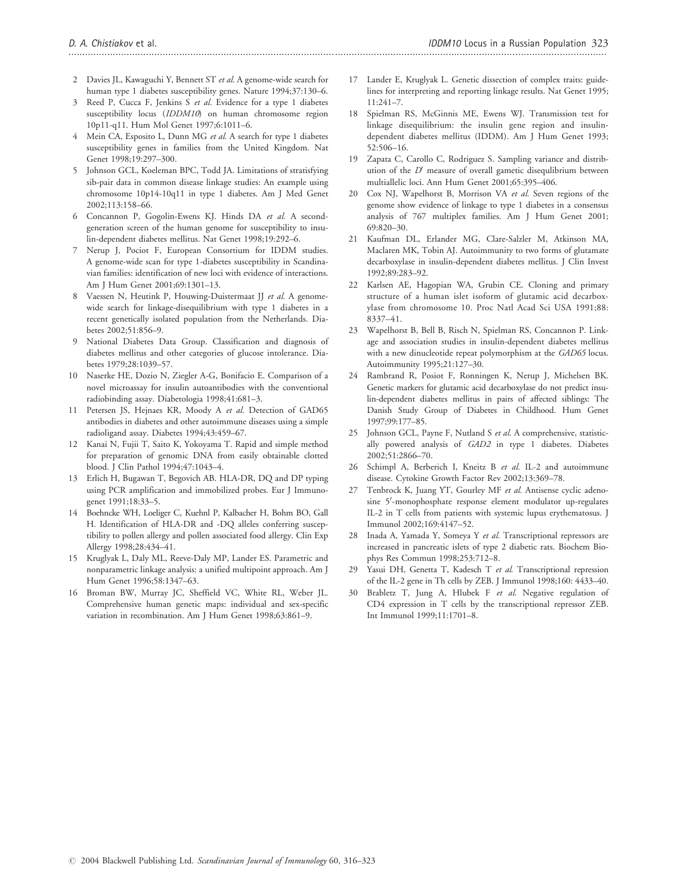2 Davies JL, Kawaguchi Y, Bennett ST *et al.* A genome-wide search for human type 1 diabetes susceptibility genes. Nature 1994;37:130–6.

3 Reed P, Cucca F, Jenkins S *et al.* Evidence for a type 1 diabetes susceptibility locus (*IDDM10*) on human chromosome region 10p11-q11. Hum Mol Genet 1997;6:1011–6.

4 Mein CA, Esposito L, Dunn MG *et al.* A search for type 1 diabetes susceptibility genes in families from the United Kingdom. Nat Genet 1998;19:297–300.

5 Johnson GCL, Koeleman BPC, Todd JA. Limitations of stratifying sib-pair data in common disease linkage studies: An example using chromosome 10p14-10q11 in type 1 diabetes. Am J Med Genet 2002;113:158–66.

6 Concannon P, Gogolin-Ewens KJ. Hinds DA *et al.* A second-generation screen of the human genome for susceptibility to insulin-dependent diabetes mellitus. Nat Genet 1998;19:292–6.

7 Nerup J, Pociot F, European Consortium for IDDM studies. A genome-wide scan for type 1-diabetes susceptibility in Scandinavian families: identification of new loci with evidence of interactions. Am J Hum Genet 2001;69:1301–13.

8 Vaessen N, Heutink P, Houwing-Duistermaat JJ *et al.* A genome-wide search for linkage-disequilibrium with type 1 diabetes in a recent genetically isolated population from the Netherlands. Diabetes 2002;51:856–9.

9 National Diabetes Data Group. Classification and diagnosis of diabetes mellitus and other categories of glucose intolerance. Diabetes 1979;28:1039–57.

10 Naserke HE, Dozio N, Ziegler A-G, Bonifacio E. Comparison of a novel microassay for insulin autoantibodies with the conventional radiobinding assay. Diabetologia 1998;41:681–3.

11 Petersen JS, Hejnaes KR, Moody A *et al.* Detection of GAD65 antibodies in diabetes and other autoimmune diseases using a simple radioligand assay. Diabetes 1994;43:459–67.

12 Kanai N, Fujii T, Saito K, Yokoyama T. Rapid and simple method for preparation of genomic DNA from easily obtainable clotted blood. J Clin Pathol 1994;47:1043–4.

13 Erlich H, Bugawan T, Begovich AB. HLA-DR, DQ and DP typing using PCR amplification and immobilized probes. Eur J Immunogenet 1991;18:33–5.

14 Boehncke WH, Loeliger C, Kuehnl P, Kalbacher H, Bohm BO, Gall H. Identification of HLA-DR and -DQ alleles conferring susceptibility to pollen allergy and pollen associated food allergy. Clin Exp Allergy 1998;28:434–41.

15 Kruglyak L, Daly ML, Reeve-Daly MP, Lander ES. Parametric and nonparametric linkage analysis: a unified multipoint approach. Am J Hum Genet 1996;58:1347–63.

16 Broman BW, Murray JC, Sheffield VC, White RL, Weber JL. Comprehensive human genetic maps: individual and sex-specific variation in recombination. Am J Hum Genet 1998;63:861–9.

17 Lander E, Kruglyak L. Genetic dissection of complex traits: guidelines for interpreting and reporting linkage results. Nat Genet 1995; 11:241–7.

18 Spielman RS, McGinnis ME, Ewens WJ. Transmission test for linkage disequilibrium: the insulin gene region and insulin-dependent diabetes mellitus (IDDM). Am J Hum Genet 1993; 52:506–16.

19 Zapata C, Carollo C, Rodriguez S. Sampling variance and distribution of the $D'$ measure of overall gametic disequlibrium between multiallelic loci. Ann Hum Genet 2001;65:395–406.

20 Cox NJ, Wapelhorst B, Morrison VA *et al.* Seven regions of the genome show evidence of linkage to type 1 diabetes in a consensus analysis of 767 multiplex families. Am J Hum Genet 2001; 69:820–30.

21 Kaufman DL, Erlander MG, Clare-Salzler M, Atkinson MA, Maclaren MK, Tobin AJ. Autoimmunity to two forms of glutamate decarboxylase in insulin-dependent diabetes mellitus. J Clin Invest 1992;89:283–92.

22 Karlsen AE, Hagopian WA, Grubin CE. Cloning and primary structure of a human islet isoform of glutamic acid decarboxylase from chromosome 10. Proc Natl Acad Sci USA 1991;88: 8337–41.

23 Wapelhorst B, Bell B, Risch N, Spielman RS, Concannon P. Linkage and association studies in insulin-dependent diabetes mellitus with a new dinucleotide repeat polymorphism at the *GAD65* locus. Autoimmunity 1995;21:127–30.

24 Rambrand R, Posiot F, Ronningen K, Nerup J, Michelsen BK. Genetic markers for glutamic acid decarboxylase do not predict insulin-dependent diabetes mellitus in pairs of affected siblings: The Danish Study Group of Diabetes in Childhood. Hum Genet 1997;99:177–85.

25 Johnson GCL, Payne F, Nutland S *et al.* A comprehensive, statistically powered analysis of *GAD2* in type 1 diabetes. Diabetes 2002;51:2866–70.

26 Schimpl A, Berberich I, Kneitz B *et al.* IL-2 and autoimmune disease. Cytokine Growth Factor Rev 2002;13:369–78.

27 Tenbrock K, Juang YT, Gourley MF *et al.* Antisense cyclic adenosine 5′-monophosphate response element modulator up-regulates IL-2 in T cells from patients with systemic lupus erythematosus. J Immunol 2002;169:4147–52.

28 Inada A, Yamada Y, Someya Y *et al.* Transcriptional repressors are increased in pancreatic islets of type 2 diabetic rats. Biochem Biophys Res Commun 1998;253:712–8.

29 Yasui DH, Genetta T, Kadesch T *et al.* Transcriptional repression of the IL-2 gene in Th cells by ZEB. J Immunol 1998;160: 4433–40.

30 Brabletz T, Jung A, Hlubek F *et al.* Negative regulation of CD4 expression in T cells by the transcriptional repressor ZEB. Int Immunol 1999;11:1701–8.